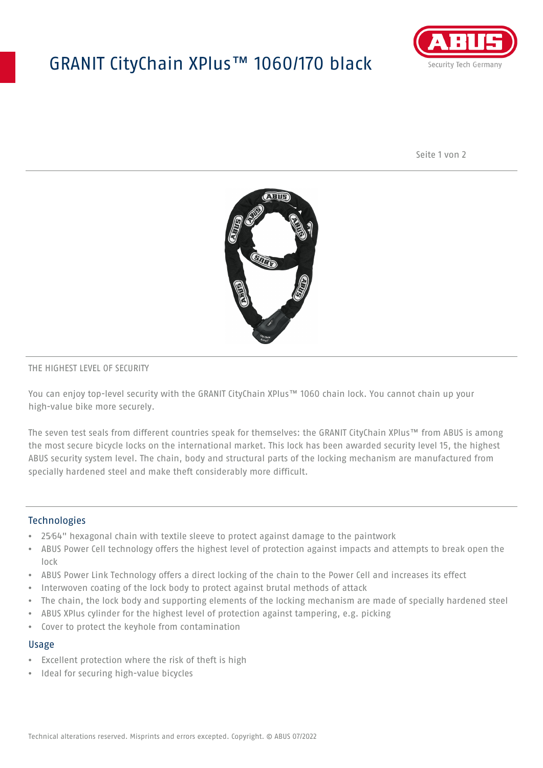# GRANIT CityChain XPlus™ 1060/170 black

THE HIGHEST LEVEL OF SECURITY

You can enjoy top-level security with the GRANIT CityChain XPlus™ 1060 chain lock. You cannot chain up your high-value bike more securely.

The seven test seals from different countries speak for themselves: the GRANIT CityChain XPlus™ from ABUS is among the most secure bicycle locks on the international market. This lock has been awarded security level 15, the highest ABUS security system level. The chain, body and structural parts of the locking mechanism are manufactured from specially hardened steel and make theft considerably more difficult.

## Technologies

- 25⁄64" hexagonal chain with textile sleeve to protect against damage to the paintwork
- ABUS Power Cell technology offers the highest level of protection against impacts and attempts to break open the lock
- ABUS Power Link Technology offers a direct locking of the chain to the Power Cell and increases its effect
- Interwoven coating of the lock body to protect against brutal methods of attack
- The chain, the lock body and supporting elements of the locking mechanism are made of specially hardened steel
- ABUS XPlus cylinder for the highest level of protection against tampering, e.g. picking
- Cover to protect the keyhole from contamination

## Usage

- Excellent protection where the risk of theft is high
- Ideal for securing high-value bicycles

Technical alterations reserved. Misprints and errors excepted. Copyright. © ABUS 07/2022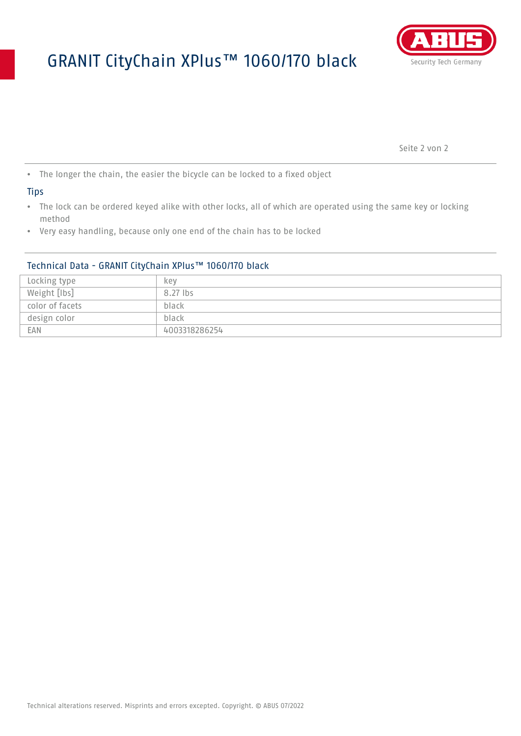- The longer the chain, the easier the bicycle can be locked to a fixed object

## Tips

- The lock can be ordered keyed alike with other locks, all of which are operated using the same key or locking method
- Very easy handling, because only one end of the chain has to be locked

## Technical Data - GRANIT CityChain XPlus™ 1060/170 black

| | |
|---|---|
| Locking type | key |
| Weight [lbs] | 8.27 lbs |
| color of facets | black |
| design color | black |
| EAN | 4003318286254 |

Technical alterations reserved. Misprints and errors excepted. Copyright. © ABUS 07/2022